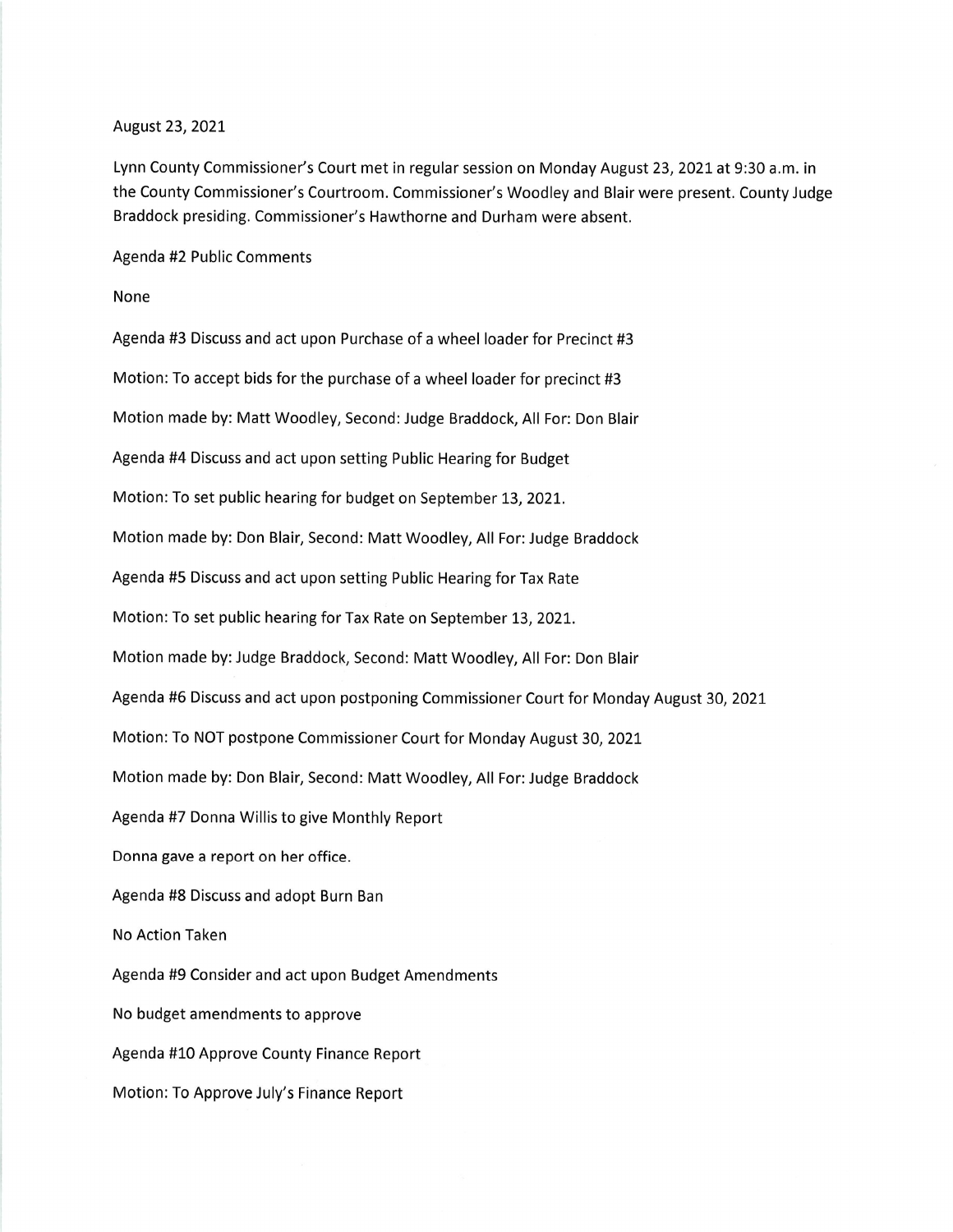August 23, 2021

Lynn County Commissioner's Court met in regular session on Monday August 23, 2021 at 9:30 a.m. in the County Commissioner's Courtroom. Commissioner's Woodley and Blair were present. County Judge Braddock presiding. Commissioner's Hawthorne and Durham were absent.

Agenda #2 Public Comments

None

Agenda #3 Discuss and act upon Purchase of a wheel loader for Precinct #3

Motion: To accept bids for the purchase of a wheel loader for precinct #3

Motion made by: Matt Woodley, Second: Judge Braddock, All For: Don Blair

Agenda #4 Discuss and act upon setting Public Hearing for Budget

Motion: To set public hearing for budget on September 13, 2021.

Motion made by: Don Blair, Second: Matt Woodley, All For: Judge Braddock

Agenda #5 Discuss and act upon setting Public Hearing for Tax Rate

Motion: To set public hearing for Tax Rate on September 13, 2021.

Motion made by: Judge Braddock, Second: Matt Woodley, All For: Don Blair

Agenda #6 Discuss and act upon postponing Commissioner Court for Monday August 30, 2021

Motion: To NOT postpone Commissioner Court for Monday August 30, 2021

Motion made by: Don Blair, Second: Matt Woodley, All For: Judge Braddock

Agenda #7 Donna Willis to give Monthly Report

Donna gave a report on her office.

Agenda #8 Discuss and adopt Burn Ban

No Action Taken

Agenda #9 Consider and act upon Budget Amendments

No budget amendments to approve

Agenda #10 Approve County Finance Report

Motion: To Approve July's Finance Report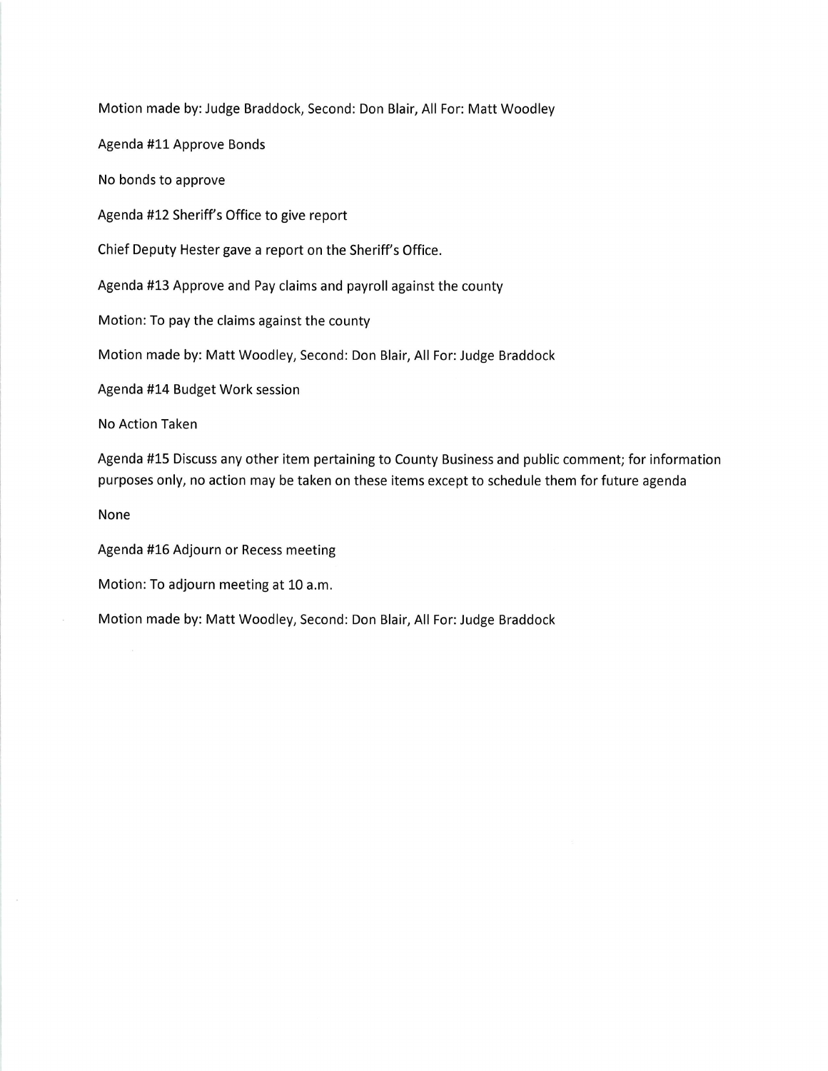Motion made by: Judge Braddock, Second: Don Blair, All For: Matt Woodley

Agenda #11 Approve Bonds

No bonds to approve

Agenda #12 Sheriff's Office to give report

Chief Deputy Hester gave a report on the Sheriff's Office.

Agenda #13 Approve and Pay claims and payroll against the county

Motion: To pay the claims against the county

Motion made by: Matt Woodley, Second: Don Blair, All For: Judge Braddock

Agenda #14 Budget Work session

No Action Taken

Agenda #15 Discuss any other item pertaining to County Business and public comment; for information purposes only, no action may be taken on these items except to schedule them for future agenda

None

Agenda #16 Adjourn or Recess meeting

Motion: To adjourn meeting at 10 a.m.

Motion made by: Matt Woodley, Second: Don Blair, All For: Judge Braddock